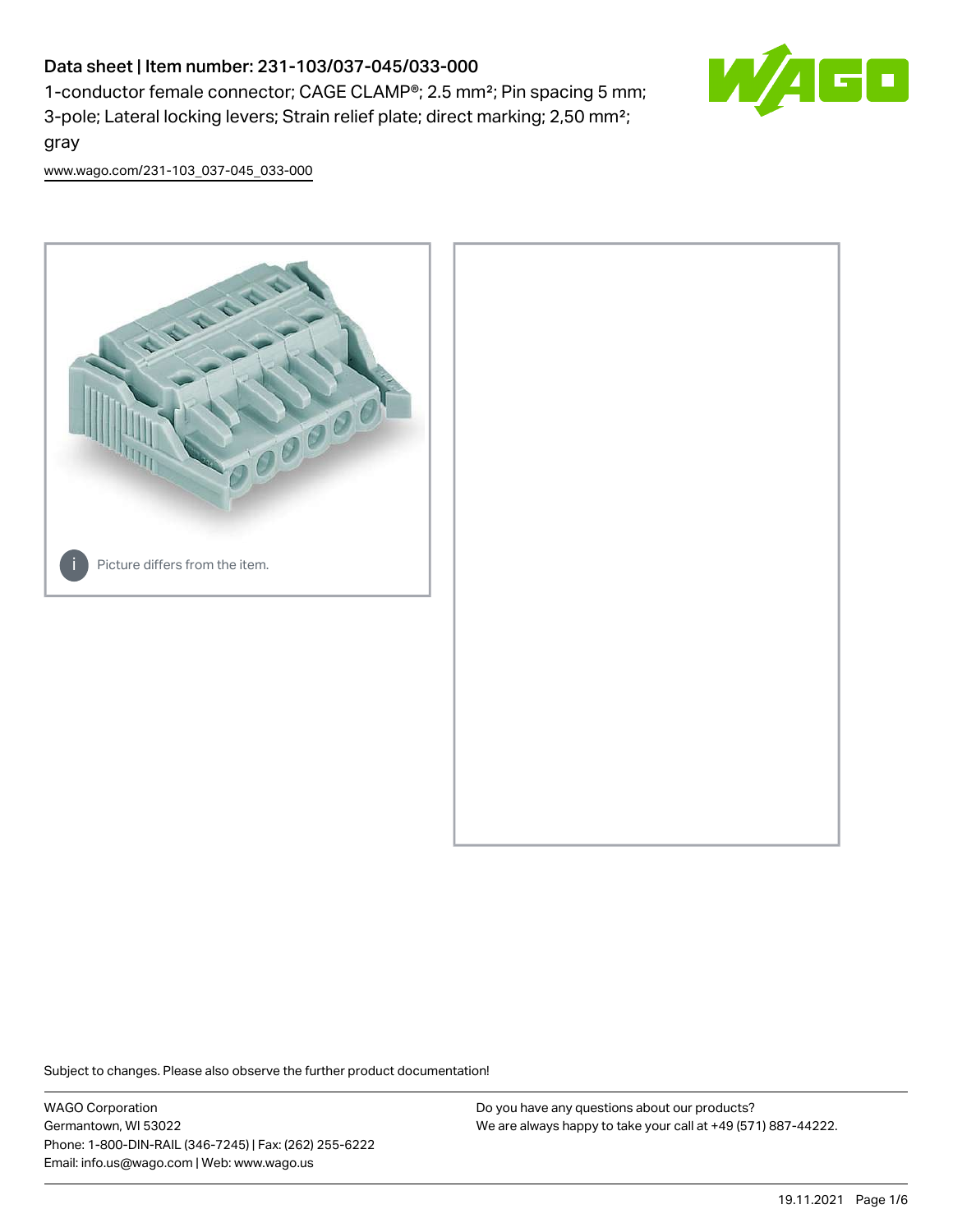# Data sheet | Item number: 231-103/037-045/033-000

1-conductor female connector; CAGE CLAMP®; 2.5 mm²; Pin spacing 5 mm; 3-pole; Lateral locking levers; Strain relief plate; direct marking; 2,50 mm²; gray

www.wago.com/231-103_037-045_033-000

Picture differs from the item.

Subject to changes. Please also observe the further product documentation!

WAGO Corporation
Germantown, WI 53022
Phone: 1-800-DIN-RAIL (346-7245) | Fax: (262) 255-6222
Email: info.us@wago.com | Web: www.wago.us

Do you have any questions about our products?
We are always happy to take your call at +49 (571) 887-44222.

19.11.2021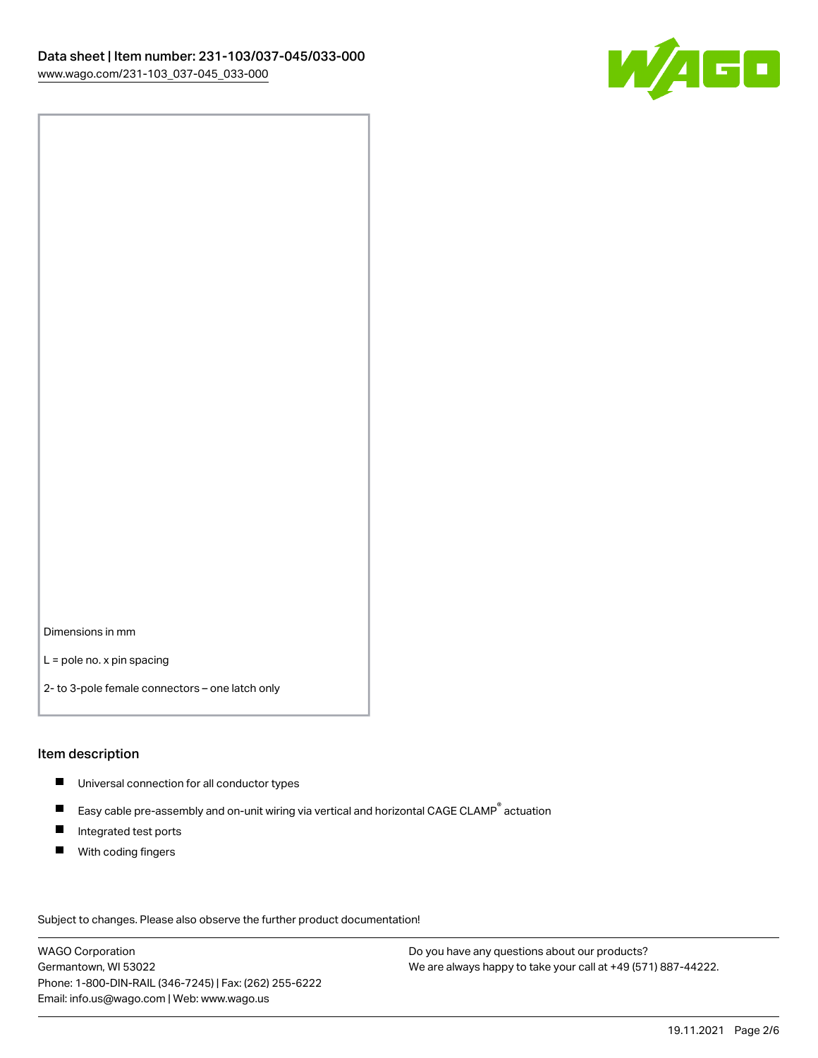Dimensions in mm

L = pole no. x pin spacing

2- to 3-pole female connectors – one latch only

## Item description

- Universal connection for all conductor types
- Easy cable pre-assembly and on-unit wiring via vertical and horizontal CAGE CLAMP® actuation
- Integrated test ports
- With coding fingers

Subject to changes. Please also observe the further product documentation!

WAGO Corporation
Germantown, WI 53022
Phone: 1-800-DIN-RAIL (346-7245) | Fax: (262) 255-6222
Email: info.us@wago.com | Web: www.wago.us

Do you have any questions about our products?
We are always happy to take your call at +49 (571) 887-44222.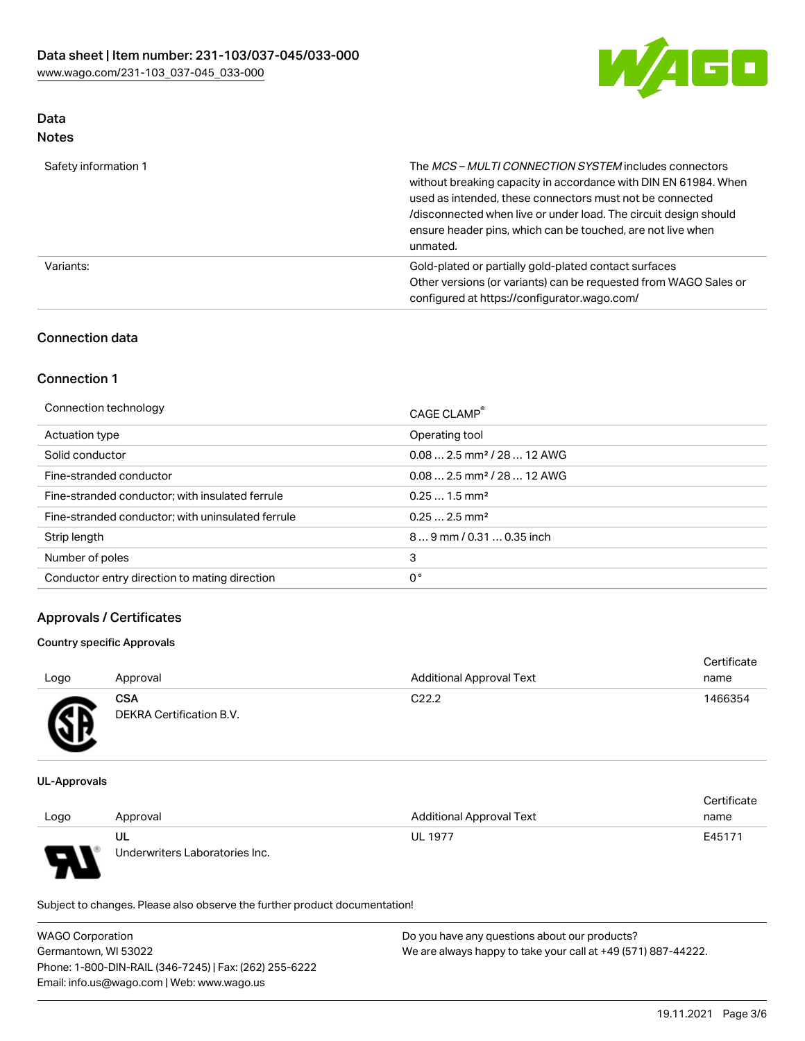## Data
### Notes

| | |
|---|---|
| Safety information 1 | The *MCS – MULTI CONNECTION SYSTEM* includes connectors without breaking capacity in accordance with DIN EN 61984. When used as intended, these connectors must not be connected /disconnected when live or under load. The circuit design should ensure header pins, which can be touched, are not live when unmated. |
| Variants: | Gold-plated or partially gold-plated contact surfaces<br>Other versions (or variants) can be requested from WAGO Sales or configured at https://configurator.wago.com/ |

## Connection data

### Connection 1

| | |
|---|---|
| Connection technology | CAGE CLAMP® |
| Actuation type | Operating tool |
| Solid conductor | 0.08 … 2.5 mm² / 28 … 12 AWG |
| Fine-stranded conductor | 0.08 … 2.5 mm² / 28 … 12 AWG |
| Fine-stranded conductor; with insulated ferrule | 0.25 … 1.5 mm² |
| Fine-stranded conductor; with uninsulated ferrule | 0.25 … 2.5 mm² |
| Strip length | 8 … 9 mm / 0.31 … 0.35 inch |
| Number of poles | 3 |
| Conductor entry direction to mating direction | 0° |

## Approvals / Certificates

#### Country specific Approvals

| Logo | Approval | Additional Approval Text | Certificate name |
|---|---|---|---|
| | **CSA**<br>DEKRA Certification B.V. | C22.2 | 1466354 |

#### UL-Approvals

| Logo | Approval | Additional Approval Text | Certificate name |
|---|---|---|---|
| | **UL**<br>Underwriters Laboratories Inc. | UL 1977 | E45171 |

Subject to changes. Please also observe the further product documentation!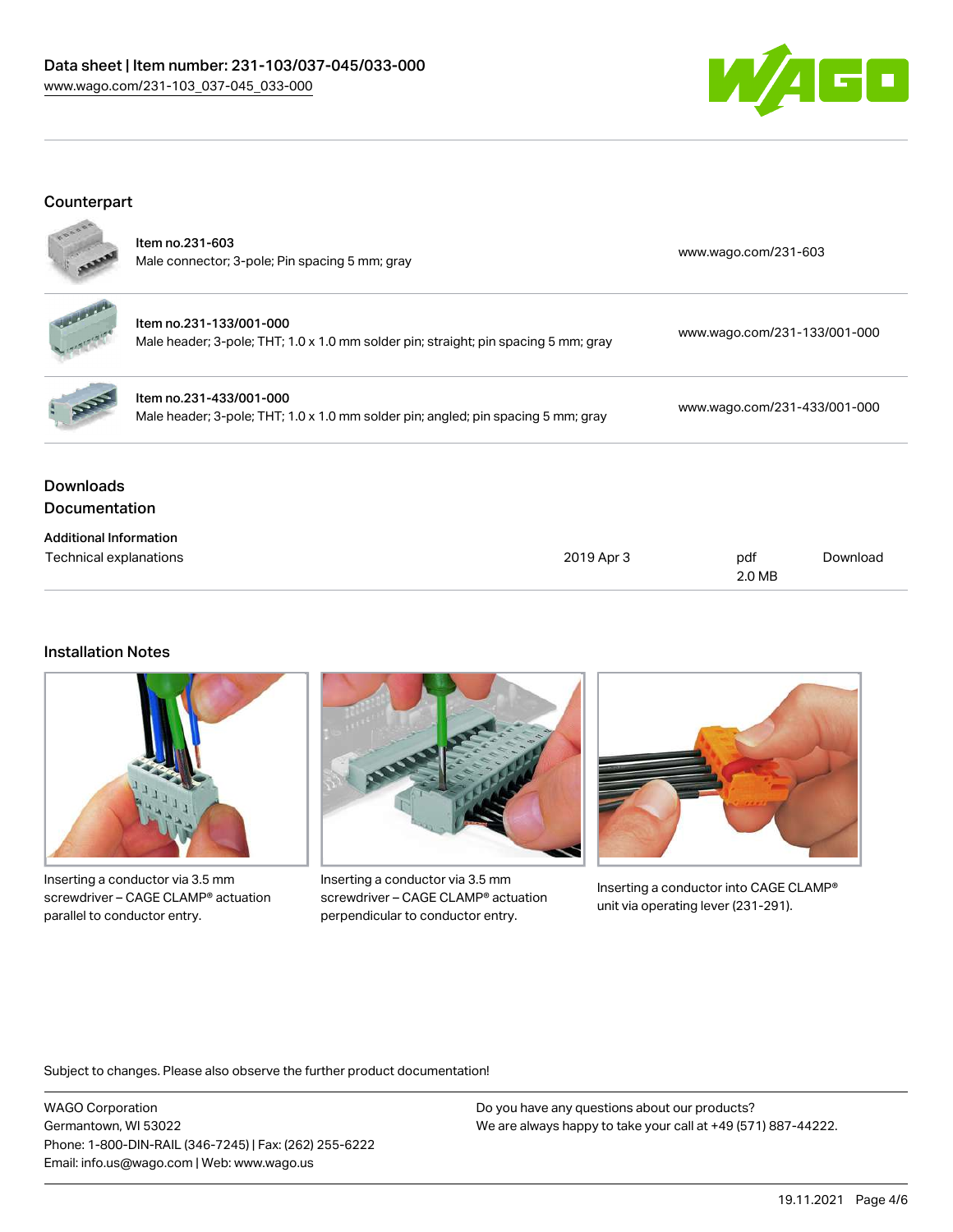## Counterpart

| | | |
|---|---|---|
| Item no.231-603<br>Male connector; 3-pole; Pin spacing 5 mm; gray | | www.wago.com/231-603 |
| Item no.231-133/001-000<br>Male header; 3-pole; THT; 1.0 x 1.0 mm solder pin; straight; pin spacing 5 mm; gray | | www.wago.com/231-133/001-000 |
| Item no.231-433/001-000<br>Male header; 3-pole; THT; 1.0 x 1.0 mm solder pin; angled; pin spacing 5 mm; gray | | www.wago.com/231-433/001-000 |

## Downloads

### Documentation

**Additional Information**

| | | | |
|---|---|---|---|
| Technical explanations | 2019 Apr 3 | pdf<br>2.0 MB | Download |

## Installation Notes

Inserting a conductor via 3.5 mm screwdriver – CAGE CLAMP® actuation parallel to conductor entry.

Inserting a conductor via 3.5 mm screwdriver – CAGE CLAMP® actuation perpendicular to conductor entry.

Inserting a conductor into CAGE CLAMP® unit via operating lever (231-291).

Subject to changes. Please also observe the further product documentation!

WAGO Corporation
Germantown, WI 53022
Phone: 1-800-DIN-RAIL (346-7245) | Fax: (262) 255-6222
Email: info.us@wago.com | Web: www.wago.us

Do you have any questions about our products?
We are always happy to take your call at +49 (571) 887-44222.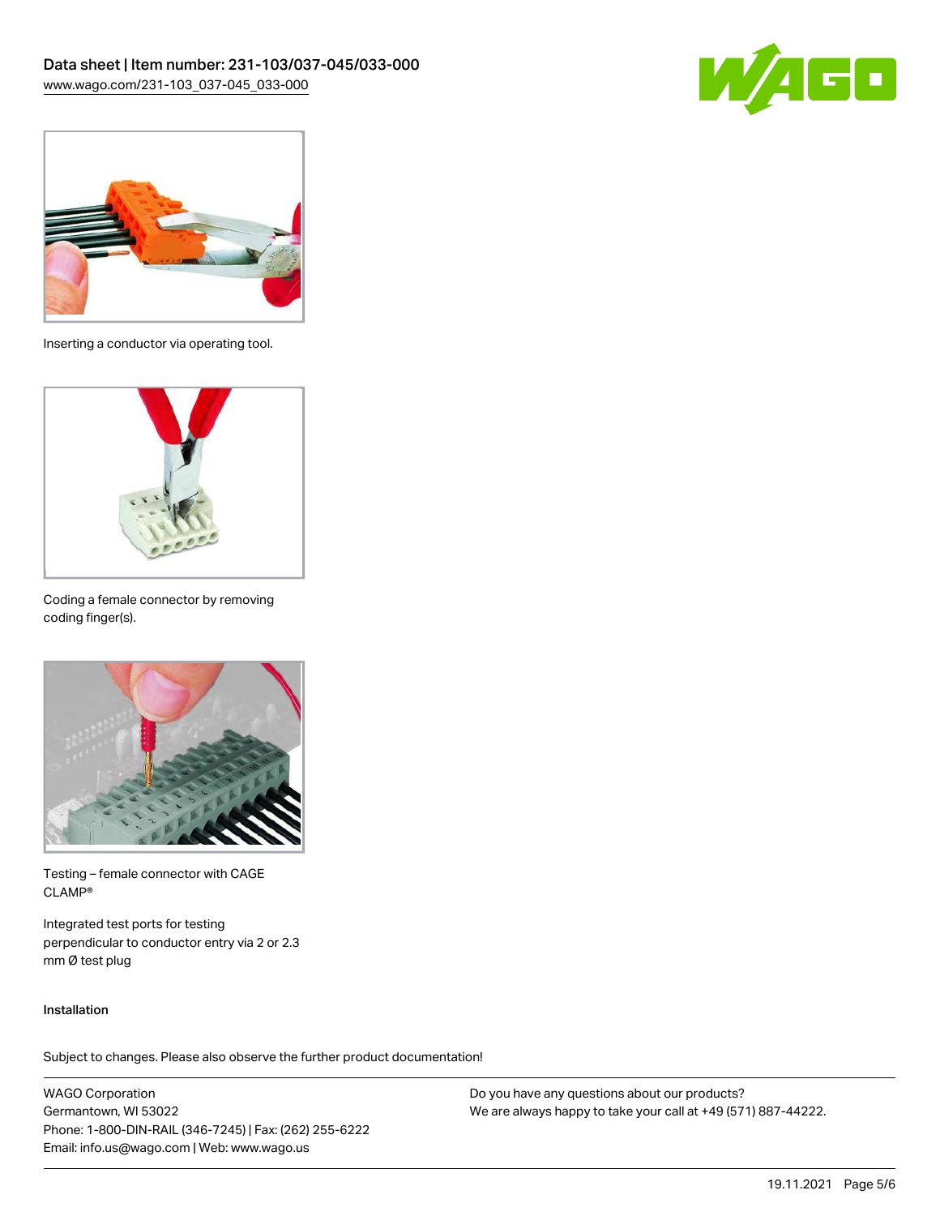Inserting a conductor via operating tool.

Coding a female connector by removing coding finger(s).

Testing – female connector with CAGE CLAMP®

Integrated test ports for testing perpendicular to conductor entry via 2 or 2.3 mm Ø test plug

Installation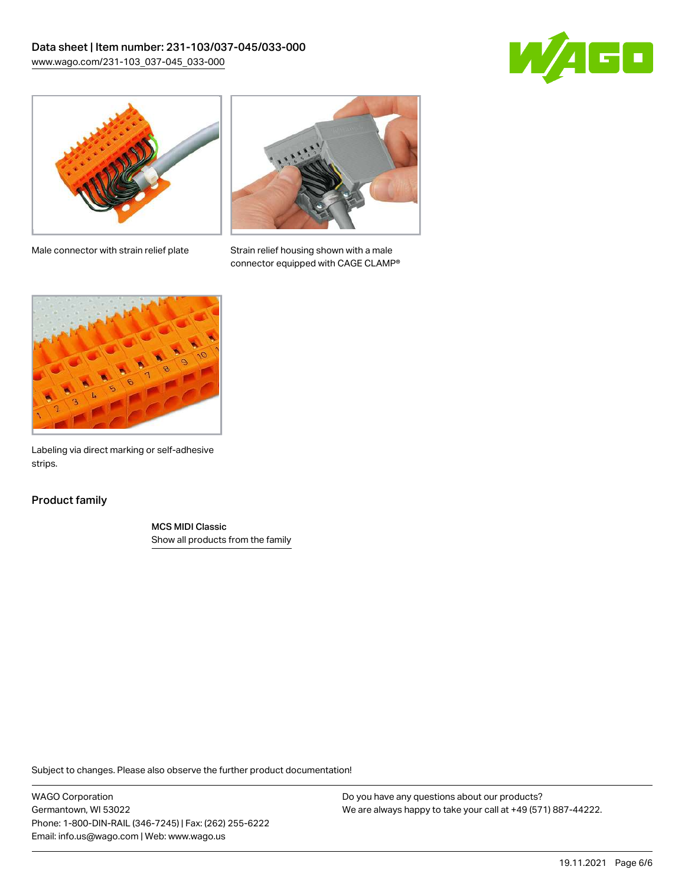Male connector with strain relief plate

Strain relief housing shown with a male connector equipped with CAGE CLAMP®

Labeling via direct marking or self-adhesive strips.

## Product family

MCS MIDI Classic
Show all products from the family

Subject to changes. Please also observe the further product documentation!

WAGO Corporation
Germantown, WI 53022
Phone: 1-800-DIN-RAIL (346-7245) | Fax: (262) 255-6222
Email: info.us@wago.com | Web: www.wago.us

Do you have any questions about our products?
We are always happy to take your call at +49 (571) 887-44222.